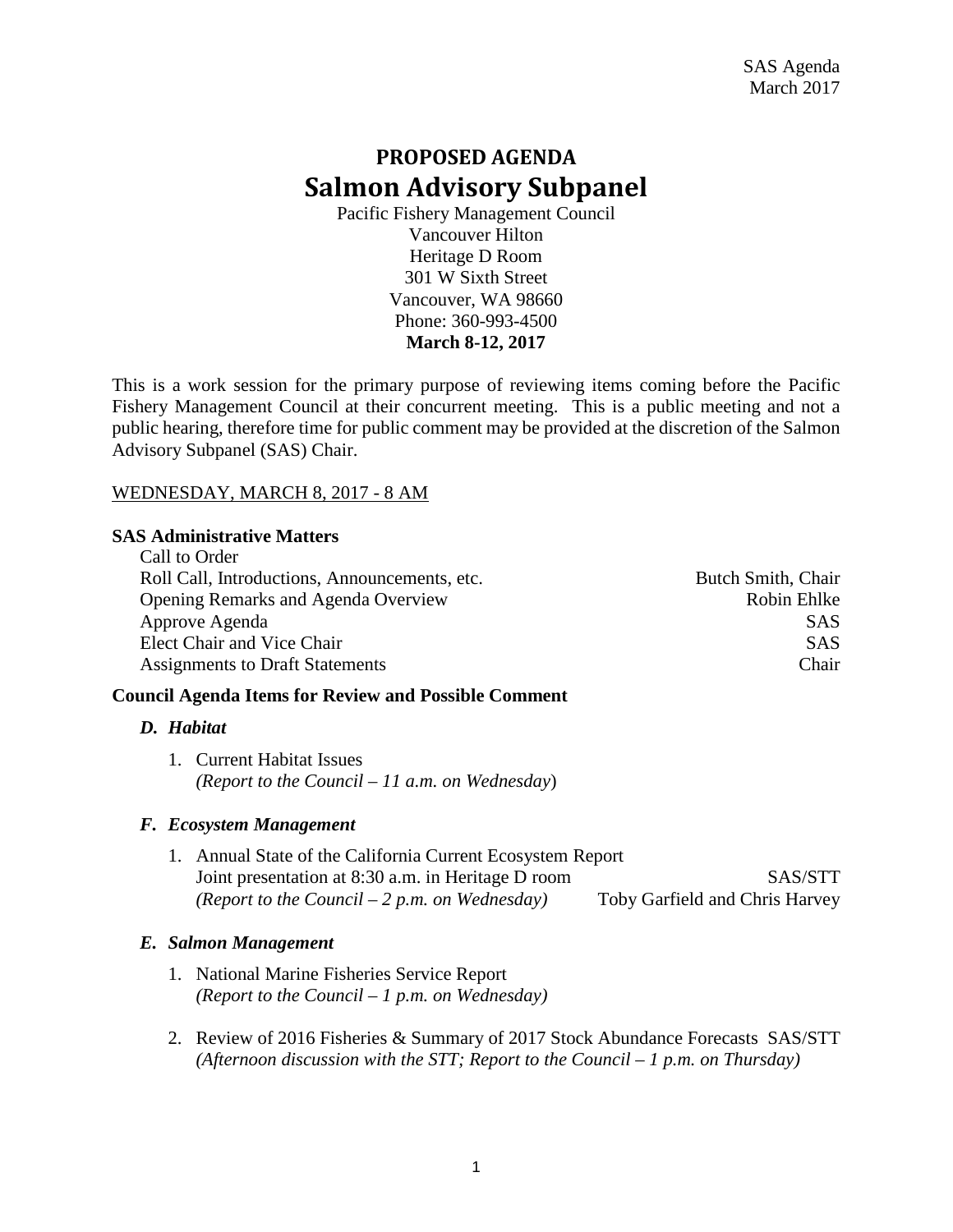SAS Agenda
March 2017

# PROPOSED AGENDA
# Salmon Advisory Subpanel

Pacific Fishery Management Council
Vancouver Hilton
Heritage D Room
301 W Sixth Street
Vancouver, WA 98660
Phone: 360-993-4500
**March 8-12, 2017**

This is a work session for the primary purpose of reviewing items coming before the Pacific Fishery Management Council at their concurrent meeting. This is a public meeting and not a public hearing, therefore time for public comment may be provided at the discretion of the Salmon Advisory Subpanel (SAS) Chair.

WEDNESDAY, MARCH 8, 2017 - 8 AM

**SAS Administrative Matters**

| | |
|---|---|
| Call to Order | |
| Roll Call, Introductions, Announcements, etc. | Butch Smith, Chair |
| Opening Remarks and Agenda Overview | Robin Ehlke |
| Approve Agenda | SAS |
| Elect Chair and Vice Chair | SAS |
| Assignments to Draft Statements | Chair |

**Council Agenda Items for Review and Possible Comment**

***D. Habitat***

1. Current Habitat Issues
   *(Report to the Council – 11 a.m. on Wednesday*)

***F. Ecosystem Management***

1. Annual State of the California Current Ecosystem Report
   Joint presentation at 8:30 a.m. in Heritage D room — SAS/STT
   *(Report to the Council – 2 p.m. on Wednesday)* — Toby Garfield and Chris Harvey

***E. Salmon Management***

1. National Marine Fisheries Service Report
   *(Report to the Council – 1 p.m. on Wednesday)*

2. Review of 2016 Fisheries & Summary of 2017 Stock Abundance Forecasts — SAS/STT
   *(Afternoon discussion with the STT; Report to the Council – 1 p.m. on Thursday)*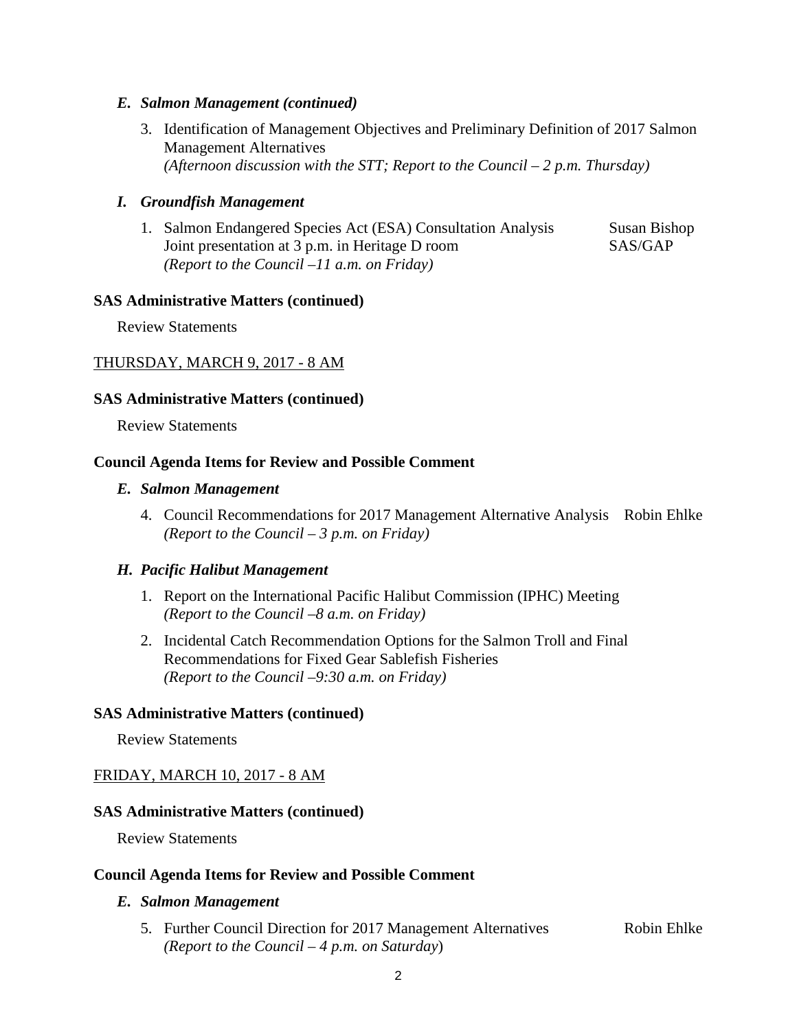### *E. Salmon Management (continued)*

3. Identification of Management Objectives and Preliminary Definition of 2017 Salmon Management Alternatives
   *(Afternoon discussion with the STT; Report to the Council – 2 p.m. Thursday)*

### *I. Groundfish Management*

1. Salmon Endangered Species Act (ESA) Consultation Analysis — Susan Bishop
   Joint presentation at 3 p.m. in Heritage D room — SAS/GAP
   *(Report to the Council –11 a.m. on Friday)*

**SAS Administrative Matters (continued)**

Review Statements

THURSDAY, MARCH 9, 2017 - 8 AM

**SAS Administrative Matters (continued)**

Review Statements

**Council Agenda Items for Review and Possible Comment**

### *E. Salmon Management*

4. Council Recommendations for 2017 Management Alternative Analysis — Robin Ehlke
   *(Report to the Council – 3 p.m. on Friday)*

### *H. Pacific Halibut Management*

1. Report on the International Pacific Halibut Commission (IPHC) Meeting
   *(Report to the Council –8 a.m. on Friday)*
2. Incidental Catch Recommendation Options for the Salmon Troll and Final Recommendations for Fixed Gear Sablefish Fisheries
   *(Report to the Council –9:30 a.m. on Friday)*

**SAS Administrative Matters (continued)**

Review Statements

FRIDAY, MARCH 10, 2017 - 8 AM

**SAS Administrative Matters (continued)**

Review Statements

**Council Agenda Items for Review and Possible Comment**

### *E. Salmon Management*

5. Further Council Direction for 2017 Management Alternatives — Robin Ehlke
   *(Report to the Council – 4 p.m. on Saturday)*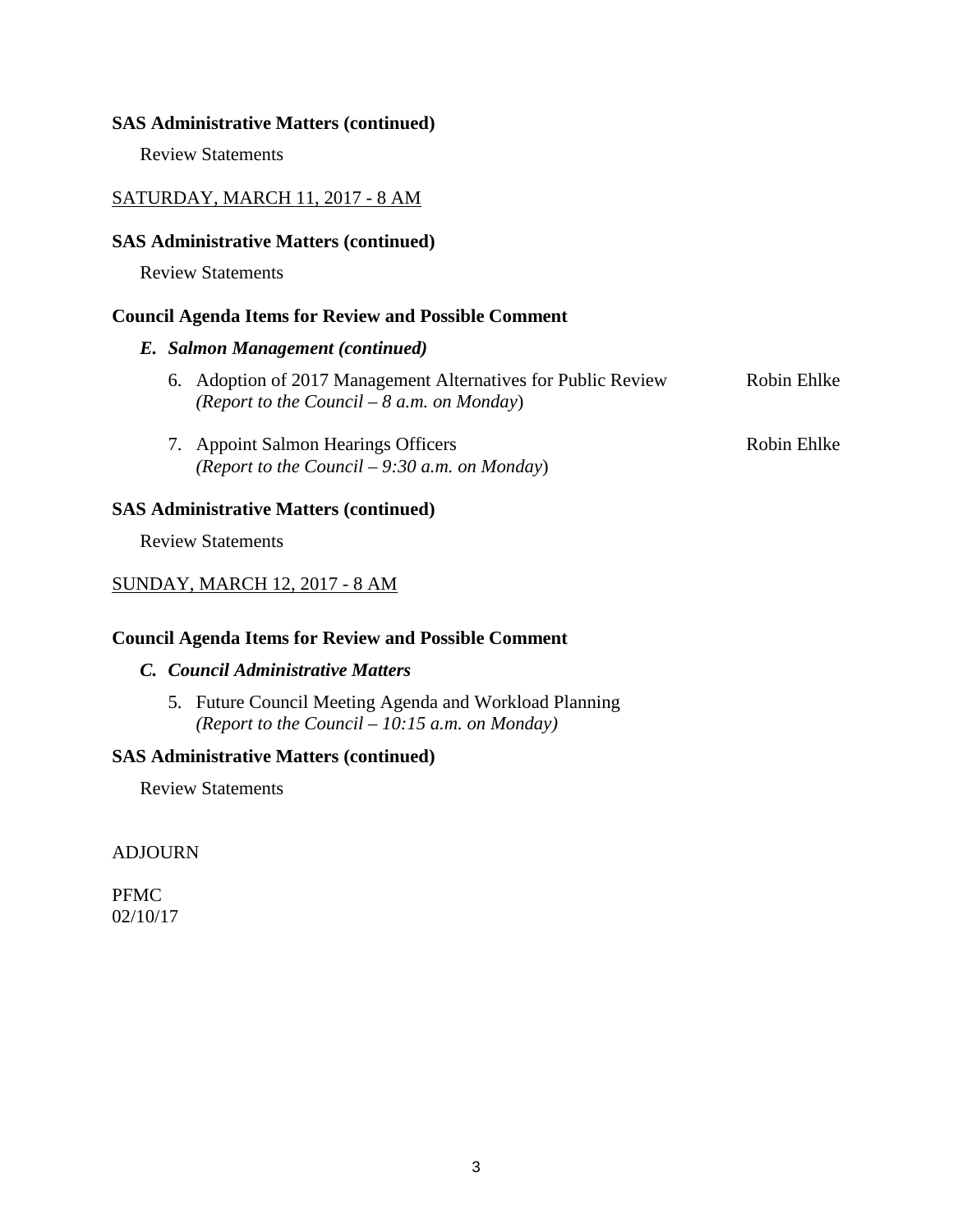**SAS Administrative Matters (continued)**

Review Statements

<u>SATURDAY, MARCH 11, 2017 - 8 AM</u>

**SAS Administrative Matters (continued)**

Review Statements

**Council Agenda Items for Review and Possible Comment**

***E. Salmon Management (continued)***

6. Adoption of 2017 Management Alternatives for Public Review — Robin Ehlke
   *(Report to the Council – 8 a.m. on Monday*)

7. Appoint Salmon Hearings Officers — Robin Ehlke
   *(Report to the Council – 9:30 a.m. on Monday*)

**SAS Administrative Matters (continued)**

Review Statements

<u>SUNDAY, MARCH 12, 2017 - 8 AM</u>

**Council Agenda Items for Review and Possible Comment**

***C. Council Administrative Matters***

5. Future Council Meeting Agenda and Workload Planning
   *(Report to the Council – 10:15 a.m. on Monday)*

**SAS Administrative Matters (continued)**

Review Statements

ADJOURN

PFMC
02/10/17